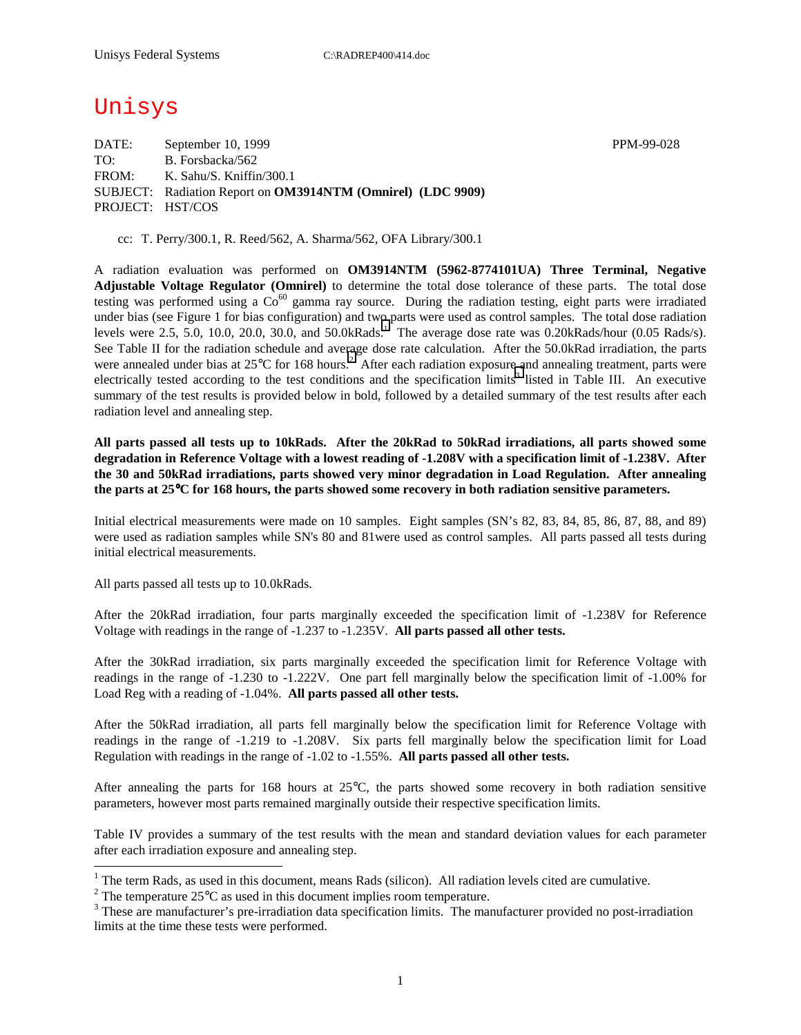Unisys Federal Systems C:\RADREP400\414.doc

# Unisys

DATE: September 10, 1999 PPM-99-028
TO: B. Forsbacka/562
FROM: K. Sahu/S. Kniffin/300.1
SUBJECT: Radiation Report on **OM3914NTM (Omnirel) (LDC 9909)**
PROJECT: HST/COS

cc: T. Perry/300.1, R. Reed/562, A. Sharma/562, OFA Library/300.1

A radiation evaluation was performed on **OM3914NTM (5962-8774101UA) Three Terminal, Negative Adjustable Voltage Regulator (Omnirel)** to determine the total dose tolerance of these parts. The total dose testing was performed using a $Co^{60}$ gamma ray source. During the radiation testing, eight parts were irradiated under bias (see Figure 1 for bias configuration) and two parts were used as control samples. The total dose radiation levels were 2.5, 5.0, 10.0, 20.0, 30.0, and 50.0kRads.[1] The average dose rate was 0.20kRads/hour (0.05 Rads/s). See Table II for the radiation schedule and average dose rate calculation. After the 50.0kRad irradiation, the parts were annealed under bias at 25°C for 168 hours.[2] After each radiation exposure and annealing treatment, parts were electrically tested according to the test conditions and the specification limits[3] listed in Table III. An executive summary of the test results is provided below in bold, followed by a detailed summary of the test results after each radiation level and annealing step.

**All parts passed all tests up to 10kRads. After the 20kRad to 50kRad irradiations, all parts showed some degradation in Reference Voltage with a lowest reading of -1.208V with a specification limit of -1.238V. After the 30 and 50kRad irradiations, parts showed very minor degradation in Load Regulation. After annealing the parts at 25°C for 168 hours, the parts showed some recovery in both radiation sensitive parameters.**

Initial electrical measurements were made on 10 samples. Eight samples (SN's 82, 83, 84, 85, 86, 87, 88, and 89) were used as radiation samples while SN's 80 and 81were used as control samples. All parts passed all tests during initial electrical measurements.

All parts passed all tests up to 10.0kRads.

After the 20kRad irradiation, four parts marginally exceeded the specification limit of -1.238V for Reference Voltage with readings in the range of -1.237 to -1.235V. **All parts passed all other tests.**

After the 30kRad irradiation, six parts marginally exceeded the specification limit for Reference Voltage with readings in the range of -1.230 to -1.222V. One part fell marginally below the specification limit of -1.00% for Load Reg with a reading of -1.04%. **All parts passed all other tests.**

After the 50kRad irradiation, all parts fell marginally below the specification limit for Reference Voltage with readings in the range of -1.219 to -1.208V. Six parts fell marginally below the specification limit for Load Regulation with readings in the range of -1.02 to -1.55%. **All parts passed all other tests.**

After annealing the parts for 168 hours at 25°C, the parts showed some recovery in both radiation sensitive parameters, however most parts remained marginally outside their respective specification limits.

Table IV provides a summary of the test results with the mean and standard deviation values for each parameter after each irradiation exposure and annealing step.

---

[1] The term Rads, as used in this document, means Rads (silicon). All radiation levels cited are cumulative.

[2] The temperature 25°C as used in this document implies room temperature.

[3] These are manufacturer's pre-irradiation data specification limits. The manufacturer provided no post-irradiation limits at the time these tests were performed.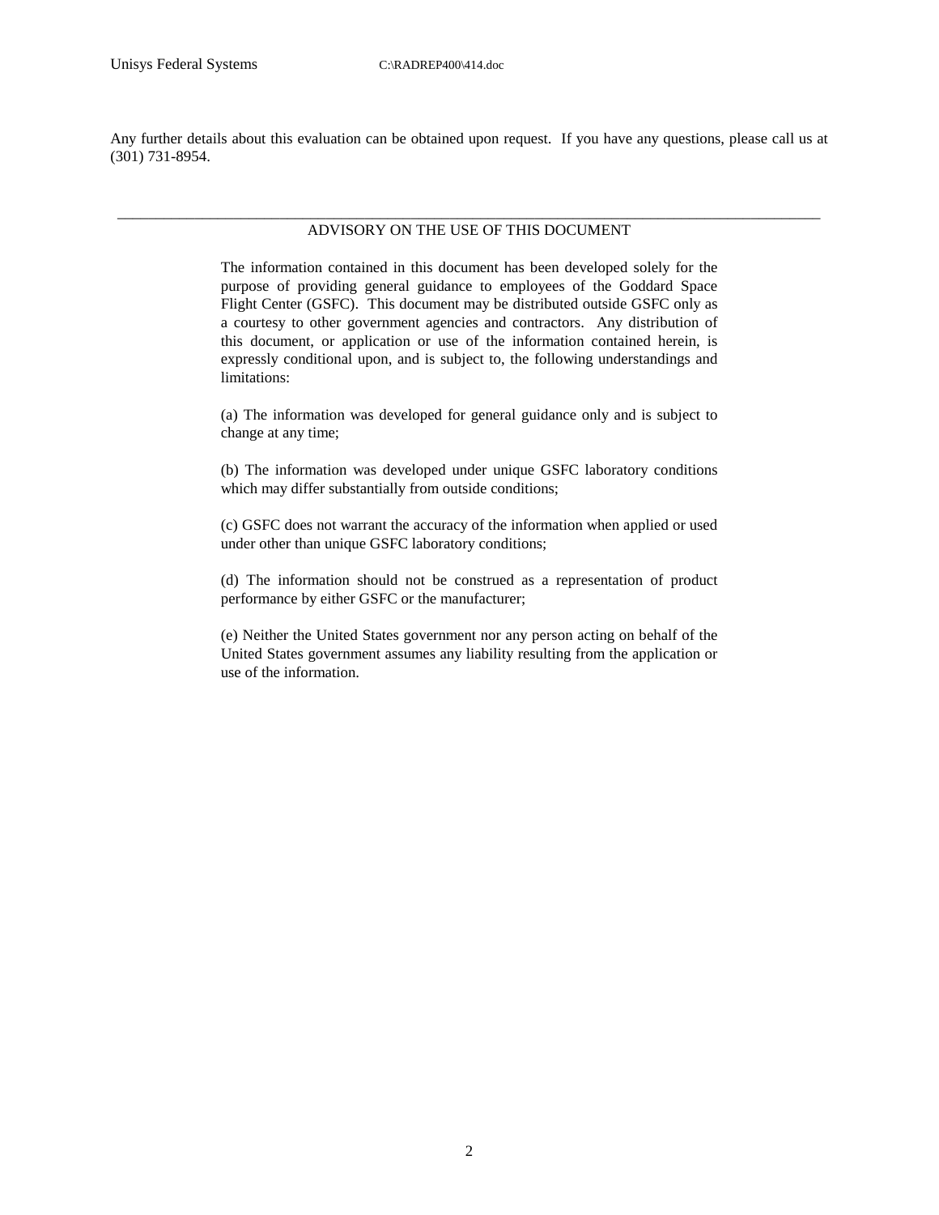Any further details about this evaluation can be obtained upon request. If you have any questions, please call us at (301) 731-8954.

---

## ADVISORY ON THE USE OF THIS DOCUMENT

The information contained in this document has been developed solely for the purpose of providing general guidance to employees of the Goddard Space Flight Center (GSFC). This document may be distributed outside GSFC only as a courtesy to other government agencies and contractors. Any distribution of this document, or application or use of the information contained herein, is expressly conditional upon, and is subject to, the following understandings and limitations:

(a) The information was developed for general guidance only and is subject to change at any time;

(b) The information was developed under unique GSFC laboratory conditions which may differ substantially from outside conditions;

(c) GSFC does not warrant the accuracy of the information when applied or used under other than unique GSFC laboratory conditions;

(d) The information should not be construed as a representation of product performance by either GSFC or the manufacturer;

(e) Neither the United States government nor any person acting on behalf of the United States government assumes any liability resulting from the application or use of the information.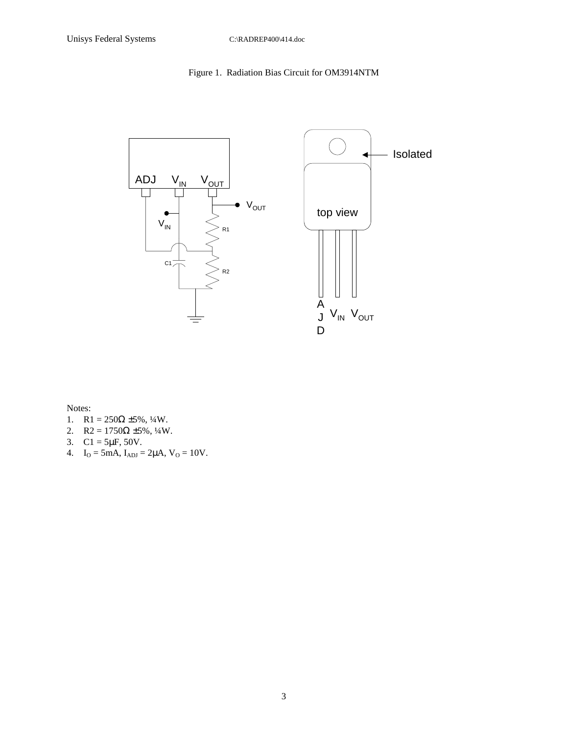Figure 1. Radiation Bias Circuit for OM3914NTM

Notes:

1. R1 = 250Ω ±5%, ¼W.
2. R2 = 1750Ω ±5%, ¼W.
3. C1 = 5μF, 50V.
4. $I_O$ = 5mA, $I_{ADJ}$ = 2μA, $V_O$ = 10V.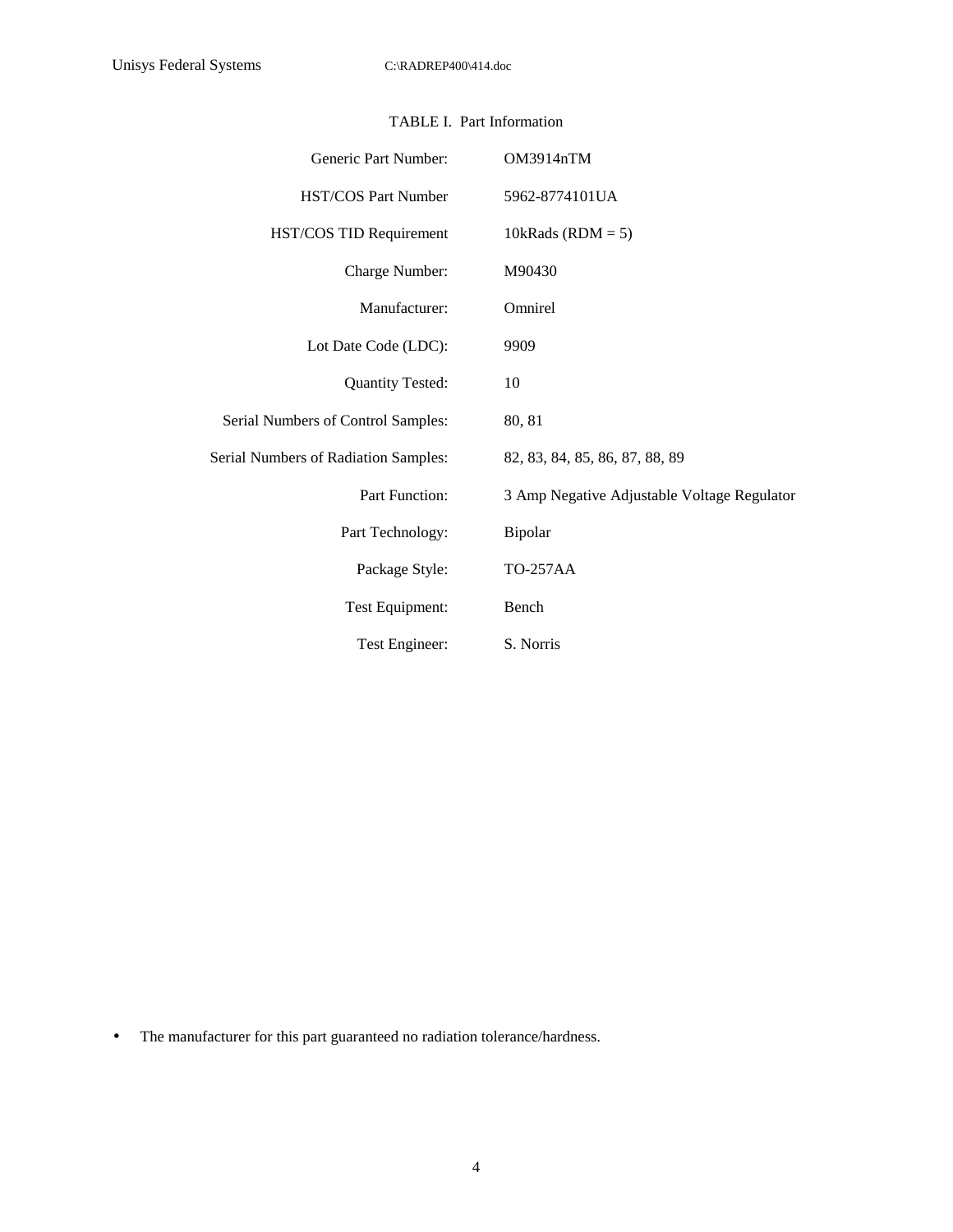TABLE I. Part Information

| | |
|---|---|
| Generic Part Number: | OM3914nTM |
| HST/COS Part Number | 5962-8774101UA |
| HST/COS TID Requirement | 10kRads (RDM = 5) |
| Charge Number: | M90430 |
| Manufacturer: | Omnirel |
| Lot Date Code (LDC): | 9909 |
| Quantity Tested: | 10 |
| Serial Numbers of Control Samples: | 80, 81 |
| Serial Numbers of Radiation Samples: | 82, 83, 84, 85, 86, 87, 88, 89 |
| Part Function: | 3 Amp Negative Adjustable Voltage Regulator |
| Part Technology: | Bipolar |
| Package Style: | TO-257AA |
| Test Equipment: | Bench |
| Test Engineer: | S. Norris |

- The manufacturer for this part guaranteed no radiation tolerance/hardness.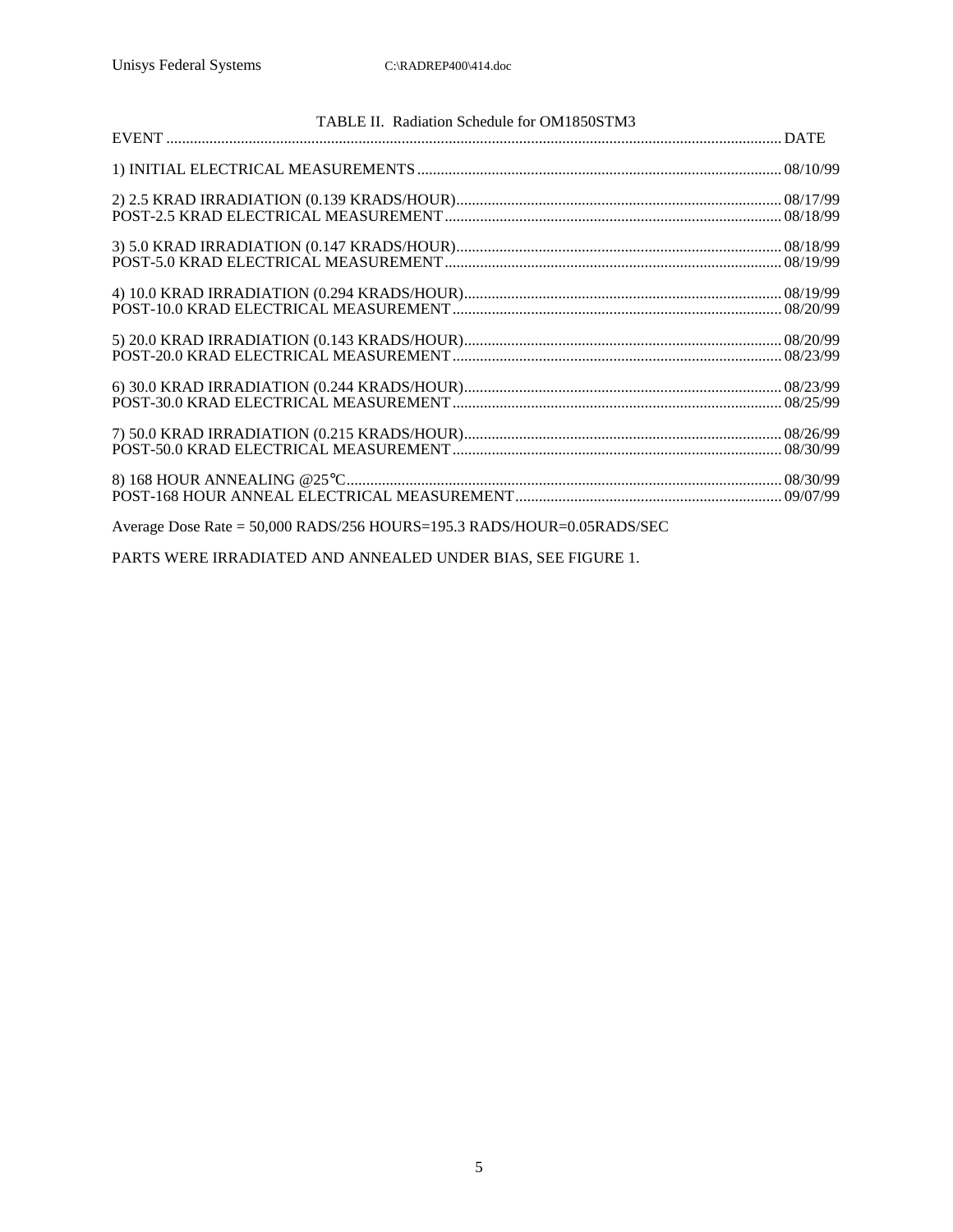TABLE II. Radiation Schedule for OM1850STM3

| EVENT | DATE |
|---|---|
| 1) INITIAL ELECTRICAL MEASUREMENTS | 08/10/99 |
| 2) 2.5 KRAD IRRADIATION (0.139 KRADS/HOUR) | 08/17/99 |
| POST-2.5 KRAD ELECTRICAL MEASUREMENT | 08/18/99 |
| 3) 5.0 KRAD IRRADIATION (0.147 KRADS/HOUR) | 08/18/99 |
| POST-5.0 KRAD ELECTRICAL MEASUREMENT | 08/19/99 |
| 4) 10.0 KRAD IRRADIATION (0.294 KRADS/HOUR) | 08/19/99 |
| POST-10.0 KRAD ELECTRICAL MEASUREMENT | 08/20/99 |
| 5) 20.0 KRAD IRRADIATION (0.143 KRADS/HOUR) | 08/20/99 |
| POST-20.0 KRAD ELECTRICAL MEASUREMENT | 08/23/99 |
| 6) 30.0 KRAD IRRADIATION (0.244 KRADS/HOUR) | 08/23/99 |
| POST-30.0 KRAD ELECTRICAL MEASUREMENT | 08/25/99 |
| 7) 50.0 KRAD IRRADIATION (0.215 KRADS/HOUR) | 08/26/99 |
| POST-50.0 KRAD ELECTRICAL MEASUREMENT | 08/30/99 |
| 8) 168 HOUR ANNEALING @25°C | 08/30/99 |
| POST-168 HOUR ANNEAL ELECTRICAL MEASUREMENT | 09/07/99 |

Average Dose Rate = 50,000 RADS/256 HOURS=195.3 RADS/HOUR=0.05RADS/SEC

PARTS WERE IRRADIATED AND ANNEALED UNDER BIAS, SEE FIGURE 1.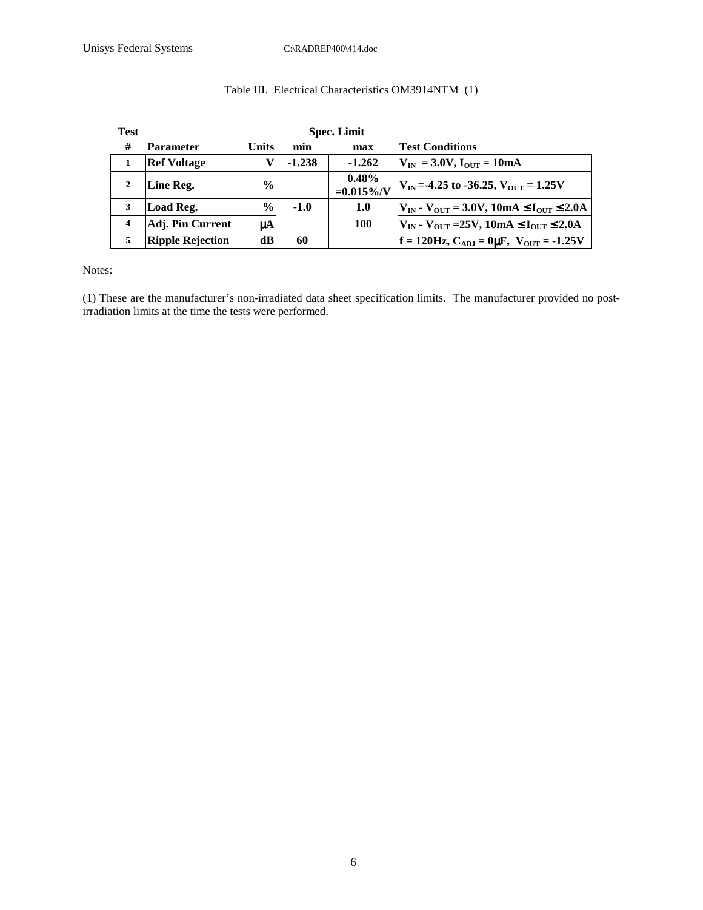Table III. Electrical Characteristics OM3914NTM (1)

| Test # | Parameter | Units | Spec. Limit min | Spec. Limit max | Test Conditions |
|---|---|---|---|---|---|
| 1 | **Ref Voltage** | V | -1.238 | -1.262 | $V_{IN}$ = 3.0V, $I_{OUT}$ = 10mA |
| 2 | **Line Reg.** | % | | 0.48% =0.015%/V | $V_{IN}$ =-4.25 to -36.25, $V_{OUT}$ = 1.25V |
| 3 | **Load Reg.** | % | -1.0 | 1.0 | $V_{IN}$ - $V_{OUT}$ = 3.0V, 10mA ≤ $I_{OUT}$ ≤ 2.0A |
| 4 | **Adj. Pin Current** | μA | | 100 | $V_{IN}$ - $V_{OUT}$ =25V, 10mA ≤ $I_{OUT}$ ≤ 2.0A |
| 5 | **Ripple Rejection** | dB | 60 | | f = 120Hz, $C_{ADJ}$ = 0μF, $V_{OUT}$ = -1.25V |

Notes:

(1) These are the manufacturer's non-irradiated data sheet specification limits. The manufacturer provided no post-irradiation limits at the time the tests were performed.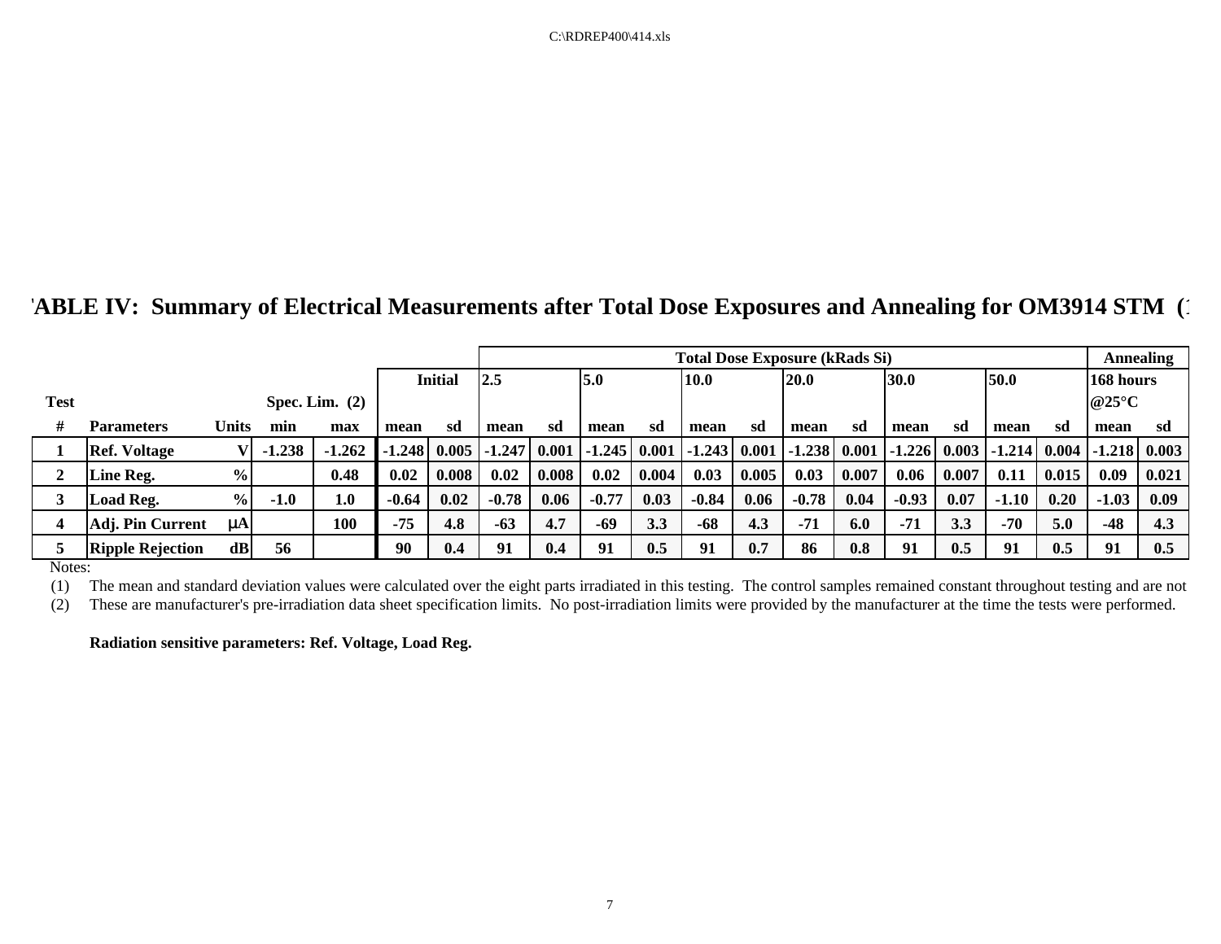C:\RDREP400\414.xls

# TABLE IV: Summary of Electrical Measurements after Total Dose Exposures and Annealing for OM3914 STM (1)

| Test | | | Spec. Lim. (2) | | Initial | | Total Dose Exposure (kRads Si) | | | | | | | | | | | | Annealing | |
|---|---|---|---|---|---|---|---|---|---|---|---|---|---|---|---|---|---|---|---|---|
| | | | | | | | 2.5 | | 5.0 | | 10.0 | | 20.0 | | 30.0 | | 50.0 | | 168 hours @25°C | |
| # | Parameters | Units | min | max | mean | sd | mean | sd | mean | sd | mean | sd | mean | sd | mean | sd | mean | sd | mean | sd |
| 1 | Ref. Voltage | V | -1.238 | -1.262 | -1.248 | 0.005 | -1.247 | 0.001 | -1.245 | 0.001 | -1.243 | 0.001 | -1.238 | 0.001 | -1.226 | 0.003 | -1.214 | 0.004 | -1.218 | 0.003 |
| 2 | Line Reg. | % | | 0.48 | 0.02 | 0.008 | 0.02 | 0.008 | 0.02 | 0.004 | 0.03 | 0.005 | 0.03 | 0.007 | 0.06 | 0.007 | 0.11 | 0.015 | 0.09 | 0.021 |
| 3 | Load Reg. | % | -1.0 | 1.0 | -0.64 | 0.02 | -0.78 | 0.06 | -0.77 | 0.03 | -0.84 | 0.06 | -0.78 | 0.04 | -0.93 | 0.07 | -1.10 | 0.20 | -1.03 | 0.09 |
| 4 | Adj. Pin Current | μA | | 100 | -75 | 4.8 | -63 | 4.7 | -69 | 3.3 | -68 | 4.3 | -71 | 6.0 | -71 | 3.3 | -70 | 5.0 | -48 | 4.3 |
| 5 | Ripple Rejection | dB | 56 | | 90 | 0.4 | 91 | 0.4 | 91 | 0.5 | 91 | 0.7 | 86 | 0.8 | 91 | 0.5 | 91 | 0.5 | 91 | 0.5 |

Notes:

(1) The mean and standard deviation values were calculated over the eight parts irradiated in this testing. The control samples remained constant throughout testing and are not

(2) These are manufacturer's pre-irradiation data sheet specification limits. No post-irradiation limits were provided by the manufacturer at the time the tests were performed.

**Radiation sensitive parameters: Ref. Voltage, Load Reg.**